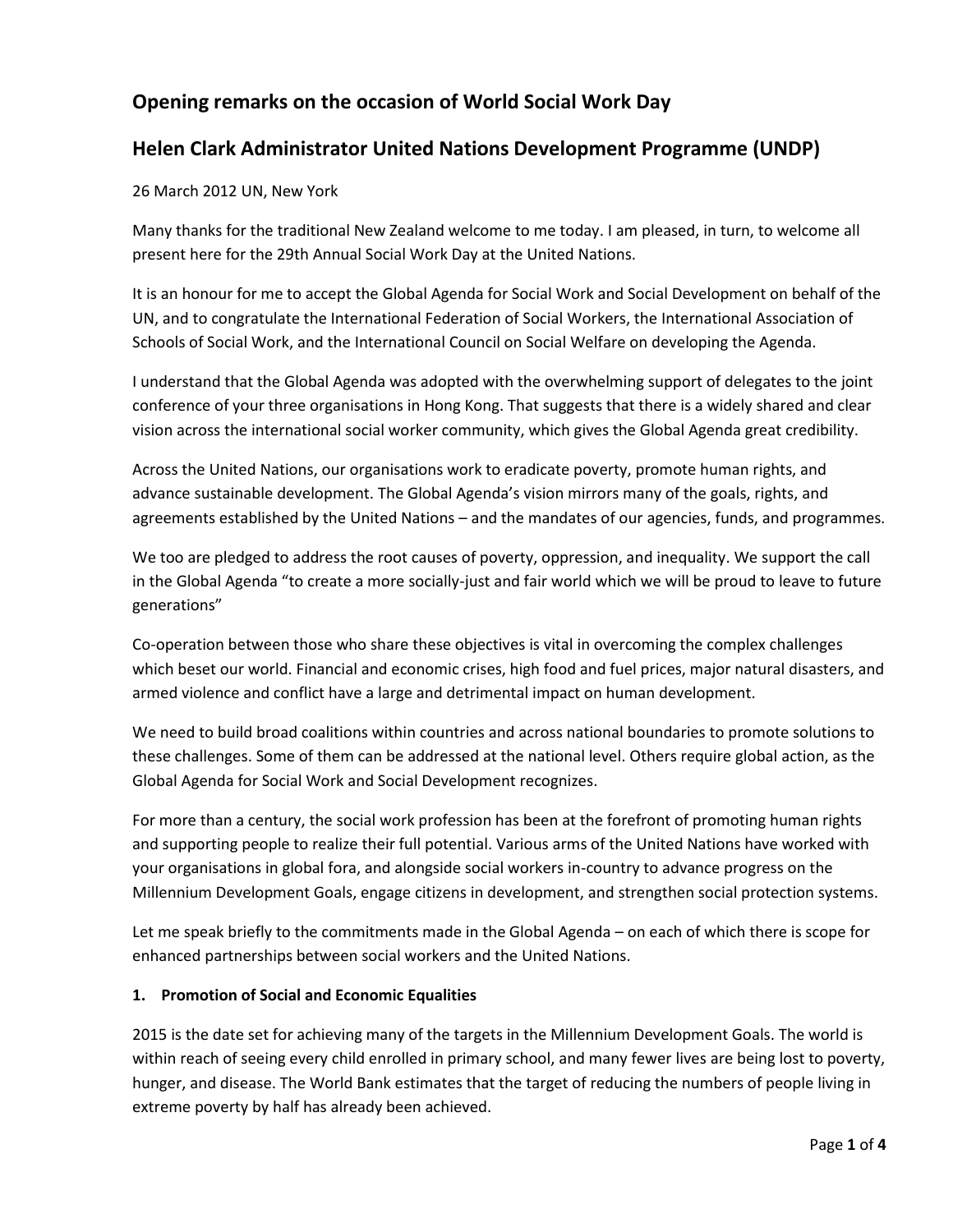## Opening remarks on the occasion of World Social Work Day

## Helen Clark Administrator United Nations Development Programme (UNDP)

26 March 2012 UN, New York

Many thanks for the traditional New Zealand welcome to me today. I am pleased, in turn, to welcome all present here for the 29th Annual Social Work Day at the United Nations.

It is an honour for me to accept the Global Agenda for Social Work and Social Development on behalf of the UN, and to congratulate the International Federation of Social Workers, the International Association of Schools of Social Work, and the International Council on Social Welfare on developing the Agenda.

I understand that the Global Agenda was adopted with the overwhelming support of delegates to the joint conference of your three organisations in Hong Kong. That suggests that there is a widely shared and clear vision across the international social worker community, which gives the Global Agenda great credibility.

Across the United Nations, our organisations work to eradicate poverty, promote human rights, and advance sustainable development. The Global Agenda's vision mirrors many of the goals, rights, and agreements established by the United Nations – and the mandates of our agencies, funds, and programmes.

We too are pledged to address the root causes of poverty, oppression, and inequality. We support the call in the Global Agenda "to create a more socially-just and fair world which we will be proud to leave to future generations"

Co-operation between those who share these objectives is vital in overcoming the complex challenges which beset our world. Financial and economic crises, high food and fuel prices, major natural disasters, and armed violence and conflict have a large and detrimental impact on human development.

We need to build broad coalitions within countries and across national boundaries to promote solutions to these challenges. Some of them can be addressed at the national level. Others require global action, as the Global Agenda for Social Work and Social Development recognizes.

For more than a century, the social work profession has been at the forefront of promoting human rights and supporting people to realize their full potential. Various arms of the United Nations have worked with your organisations in global fora, and alongside social workers in-country to advance progress on the Millennium Development Goals, engage citizens in development, and strengthen social protection systems.

Let me speak briefly to the commitments made in the Global Agenda – on each of which there is scope for enhanced partnerships between social workers and the United Nations.

**1. Promotion of Social and Economic Equalities**

2015 is the date set for achieving many of the targets in the Millennium Development Goals. The world is within reach of seeing every child enrolled in primary school, and many fewer lives are being lost to poverty, hunger, and disease. The World Bank estimates that the target of reducing the numbers of people living in extreme poverty by half has already been achieved.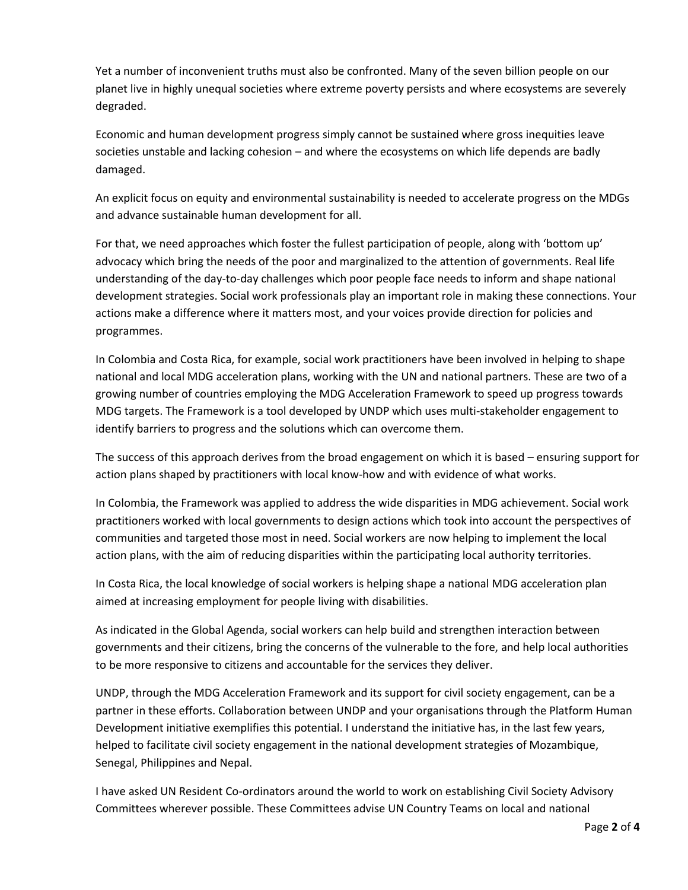Yet a number of inconvenient truths must also be confronted. Many of the seven billion people on our planet live in highly unequal societies where extreme poverty persists and where ecosystems are severely degraded.

Economic and human development progress simply cannot be sustained where gross inequities leave societies unstable and lacking cohesion – and where the ecosystems on which life depends are badly damaged.

An explicit focus on equity and environmental sustainability is needed to accelerate progress on the MDGs and advance sustainable human development for all.

For that, we need approaches which foster the fullest participation of people, along with 'bottom up' advocacy which bring the needs of the poor and marginalized to the attention of governments. Real life understanding of the day-to-day challenges which poor people face needs to inform and shape national development strategies. Social work professionals play an important role in making these connections. Your actions make a difference where it matters most, and your voices provide direction for policies and programmes.

In Colombia and Costa Rica, for example, social work practitioners have been involved in helping to shape national and local MDG acceleration plans, working with the UN and national partners. These are two of a growing number of countries employing the MDG Acceleration Framework to speed up progress towards MDG targets. The Framework is a tool developed by UNDP which uses multi-stakeholder engagement to identify barriers to progress and the solutions which can overcome them.

The success of this approach derives from the broad engagement on which it is based – ensuring support for action plans shaped by practitioners with local know-how and with evidence of what works.

In Colombia, the Framework was applied to address the wide disparities in MDG achievement. Social work practitioners worked with local governments to design actions which took into account the perspectives of communities and targeted those most in need. Social workers are now helping to implement the local action plans, with the aim of reducing disparities within the participating local authority territories.

In Costa Rica, the local knowledge of social workers is helping shape a national MDG acceleration plan aimed at increasing employment for people living with disabilities.

As indicated in the Global Agenda, social workers can help build and strengthen interaction between governments and their citizens, bring the concerns of the vulnerable to the fore, and help local authorities to be more responsive to citizens and accountable for the services they deliver.

UNDP, through the MDG Acceleration Framework and its support for civil society engagement, can be a partner in these efforts. Collaboration between UNDP and your organisations through the Platform Human Development initiative exemplifies this potential. I understand the initiative has, in the last few years, helped to facilitate civil society engagement in the national development strategies of Mozambique, Senegal, Philippines and Nepal.

I have asked UN Resident Co-ordinators around the world to work on establishing Civil Society Advisory Committees wherever possible. These Committees advise UN Country Teams on local and national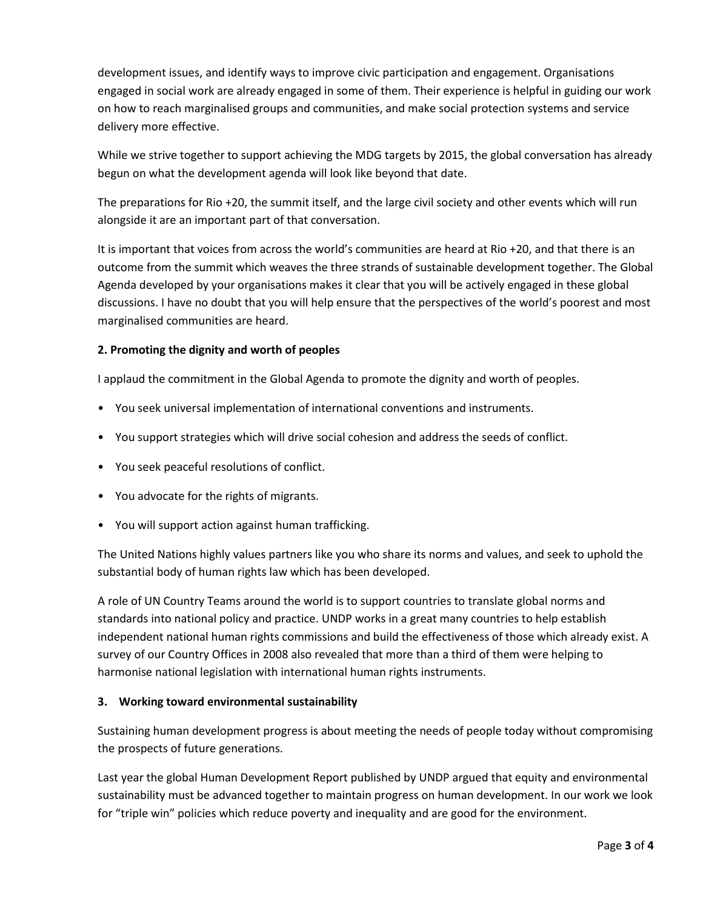development issues, and identify ways to improve civic participation and engagement. Organisations engaged in social work are already engaged in some of them. Their experience is helpful in guiding our work on how to reach marginalised groups and communities, and make social protection systems and service delivery more effective.

While we strive together to support achieving the MDG targets by 2015, the global conversation has already begun on what the development agenda will look like beyond that date.

The preparations for Rio +20, the summit itself, and the large civil society and other events which will run alongside it are an important part of that conversation.

It is important that voices from across the world's communities are heard at Rio +20, and that there is an outcome from the summit which weaves the three strands of sustainable development together. The Global Agenda developed by your organisations makes it clear that you will be actively engaged in these global discussions. I have no doubt that you will help ensure that the perspectives of the world's poorest and most marginalised communities are heard.

**2. Promoting the dignity and worth of peoples**

I applaud the commitment in the Global Agenda to promote the dignity and worth of peoples.

- You seek universal implementation of international conventions and instruments.
- You support strategies which will drive social cohesion and address the seeds of conflict.
- You seek peaceful resolutions of conflict.
- You advocate for the rights of migrants.
- You will support action against human trafficking.

The United Nations highly values partners like you who share its norms and values, and seek to uphold the substantial body of human rights law which has been developed.

A role of UN Country Teams around the world is to support countries to translate global norms and standards into national policy and practice. UNDP works in a great many countries to help establish independent national human rights commissions and build the effectiveness of those which already exist. A survey of our Country Offices in 2008 also revealed that more than a third of them were helping to harmonise national legislation with international human rights instruments.

**3. Working toward environmental sustainability**

Sustaining human development progress is about meeting the needs of people today without compromising the prospects of future generations.

Last year the global Human Development Report published by UNDP argued that equity and environmental sustainability must be advanced together to maintain progress on human development. In our work we look for "triple win" policies which reduce poverty and inequality and are good for the environment.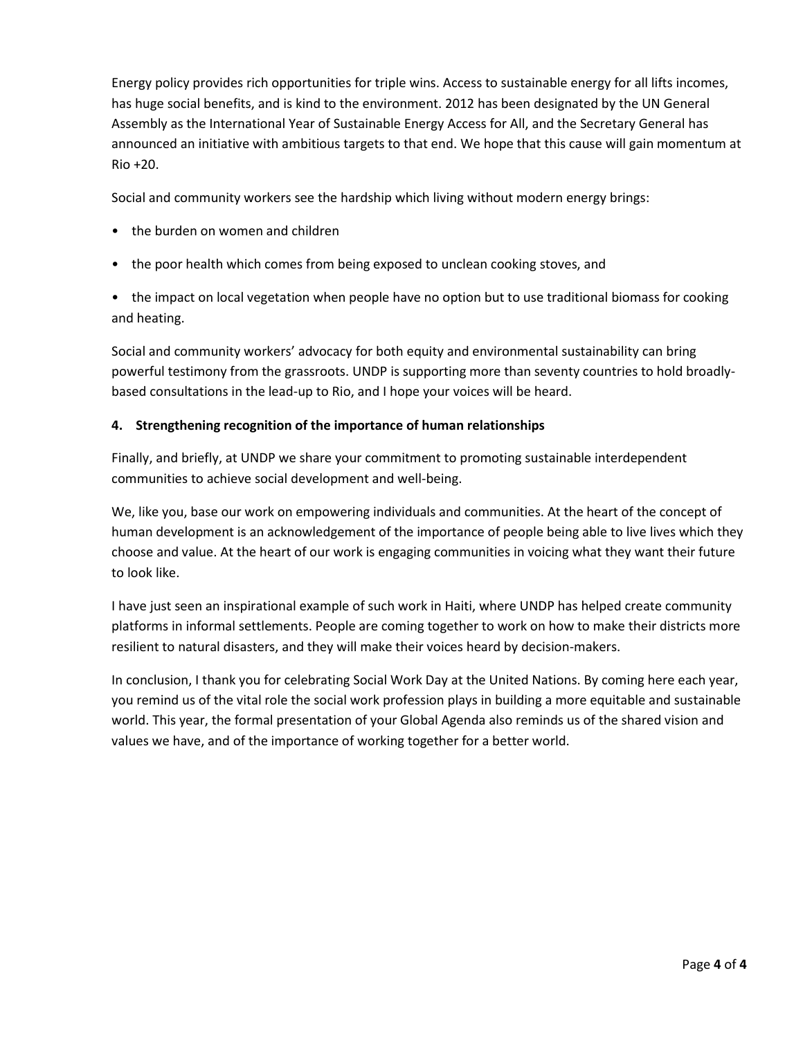Energy policy provides rich opportunities for triple wins. Access to sustainable energy for all lifts incomes, has huge social benefits, and is kind to the environment. 2012 has been designated by the UN General Assembly as the International Year of Sustainable Energy Access for All, and the Secretary General has announced an initiative with ambitious targets to that end. We hope that this cause will gain momentum at Rio +20.

Social and community workers see the hardship which living without modern energy brings:

- the burden on women and children
- the poor health which comes from being exposed to unclean cooking stoves, and
- the impact on local vegetation when people have no option but to use traditional biomass for cooking and heating.

Social and community workers' advocacy for both equity and environmental sustainability can bring powerful testimony from the grassroots. UNDP is supporting more than seventy countries to hold broadly-based consultations in the lead-up to Rio, and I hope your voices will be heard.

**4. Strengthening recognition of the importance of human relationships**

Finally, and briefly, at UNDP we share your commitment to promoting sustainable interdependent communities to achieve social development and well-being.

We, like you, base our work on empowering individuals and communities. At the heart of the concept of human development is an acknowledgement of the importance of people being able to live lives which they choose and value. At the heart of our work is engaging communities in voicing what they want their future to look like.

I have just seen an inspirational example of such work in Haiti, where UNDP has helped create community platforms in informal settlements. People are coming together to work on how to make their districts more resilient to natural disasters, and they will make their voices heard by decision-makers.

In conclusion, I thank you for celebrating Social Work Day at the United Nations. By coming here each year, you remind us of the vital role the social work profession plays in building a more equitable and sustainable world. This year, the formal presentation of your Global Agenda also reminds us of the shared vision and values we have, and of the importance of working together for a better world.